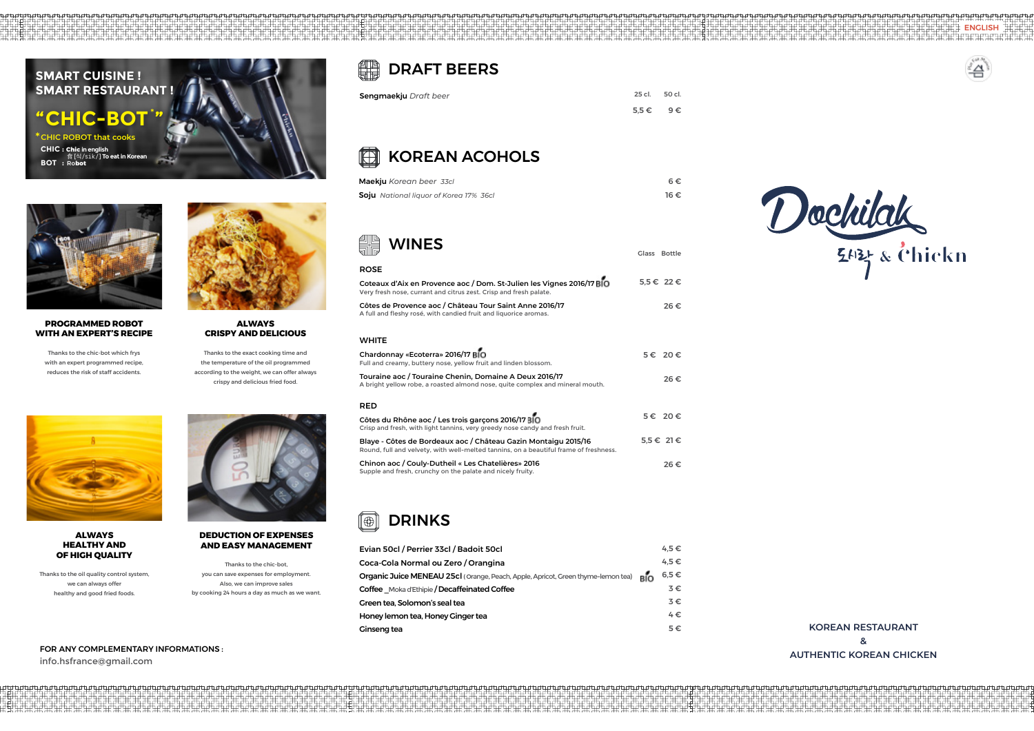ENGLISH

## SMART CUISINE ! SMART RESTAURANT !

# "CHIC-BOT*"

*CHIC ROBOT that cooks

CHIC : Chic in english
식 [식/sik/] To eat in Korean
BOT : Robot

### PROGRAMMED ROBOT WITH AN EXPERT'S RECIPE

Thanks to the chic-bot which frys with an expert programmed recipe, reduces the risk of staff accidents.

### ALWAYS CRISPY AND DELICIOUS

Thanks to the exact cooking time and the temperature of the oil programmed according to the weight, we can offer always crispy and delicious fried food.

### ALWAYS HEALTHY AND OF HIGH QUALITY

Thanks to the oil quality control system, we can always offer healthy and good fried foods.

### DEDUCTION OF EXPENSES AND EASY MANAGEMENT

Thanks to the chic-bot, you can save expenses for employment. Also, we can improve sales by cooking 24 hours a day as much as we want.

FOR ANY COMPLEMENTARY INFORMATIONS :
info.hsfrance@gmail.com

## DRAFT BEERS

| | 25 cl. | 50 cl. |
|---|---|---|
| **Sengmaekju** *Draft beer* | 5,5 € | 9 € |

## KOREAN ACOHOLS

| | |
|---|---|
| **Maekju** *Korean beer 33cl* | 6 € |
| **Soju** *National liquor of Korea 17% 36cl* | 16 € |

## WINES

| | Glass | Bottle |
|---|---|---|
| **ROSE** | | |
| Coteaux d'Aix en Provence aoc / Dom. St-Julien les Vignes 2016/17 BIO<br>Very fresh nose, currant and citrus zest. Crisp and fresh palate. | 5,5 € | 22 € |
| Côtes de Provence aoc / Château Tour Saint Anne 2016/17<br>A full and fleshy rosé, with candied fruit and liquorice aromas. | | 26 € |
| **WHITE** | | |
| Chardonnay «Ecoterra» 2016/17 BIO<br>Full and creamy, buttery nose, yellow fruit and linden blossom. | 5 € | 20 € |
| Touraine aoc / Touraine Chenin, Domaine A Deux 2016/17<br>A bright yellow robe, a roasted almond nose, quite complex and mineral mouth. | | 26 € |
| **RED** | | |
| Côtes du Rhône aoc / Les trois garçons 2016/17 BIO<br>Crisp and fresh, with light tannins, very greedy nose candy and fresh fruit. | 5 € | 20 € |
| Blaye - Côtes de Bordeaux aoc / Château Gazin Montaigu 2015/16<br>Round, full and velvety, with well-melted tannins, on a beautiful frame of freshness. | 5,5 € | 21 € |
| Chinon aoc / Couly-Dutheil « Les Chatelières» 2016<br>Supple and fresh, crunchy on the palate and nicely fruity. | | 26 € |

## DRINKS

| | |
|---|---|
| Evian 50cl / Perrier 33cl / Badoit 50cl | 4,5 € |
| Coca-Cola Normal ou Zero / Orangina | 4,5 € |
| Organic Juice MENEAU 25cl (Orange, Peach, Apple, Apricot, Green thyme-lemon tea) BIO | 6,5 € |
| Coffee _Moka d'Ethipie / Decaffeinated Coffee | 3 € |
| Green tea, Solomon's seal tea | 3 € |
| Honey lemon tea, Honey Ginger tea | 4 € |
| Ginseng tea | 5 € |

# Dochilak
도시락 & Chickn

KOREAN RESTAURANT
&
AUTHENTIC KOREAN CHICKEN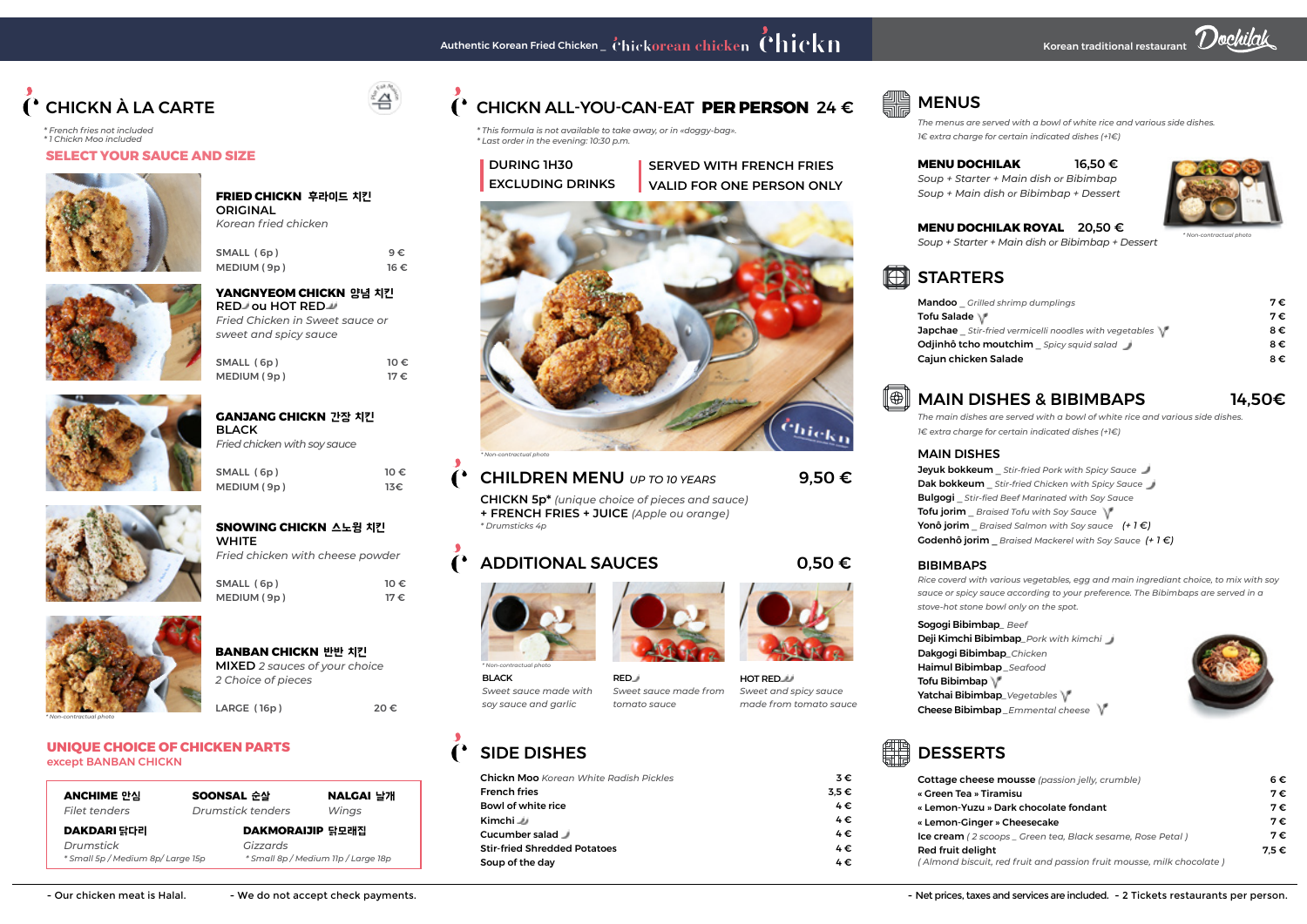Authentic Korean Fried Chicken _ chickorean chicken Chickn

Korean traditional restaurant Dochilak

# CHICKN À LA CARTE

* French fries not included
* 1 Chickn Moo included

## SELECT YOUR SAUCE AND SIZE

**FRIED CHICKN 후라이드 치킨**
ORIGINAL
*Korean fried chicken*

| | |
|---|---|
| SMALL ( 6p ) | 9 € |
| MEDIUM ( 9p ) | 16 € |

**YANGNYEOM CHICKN 양념 치킨**
RED ou HOT RED
*Fried Chicken in Sweet sauce or sweet and spicy sauce*

| | |
|---|---|
| SMALL ( 6p ) | 10 € |
| MEDIUM ( 9p ) | 17 € |

**GANJANG CHICKN 간장 치킨**
BLACK
*Fried chicken with soy sauce*

| | |
|---|---|
| SMALL ( 6p ) | 10 € |
| MEDIUM ( 9p ) | 13€ |

**SNOWING CHICKN 스노윙 치킨**
WHITE
*Fried chicken with cheese powder*

| | |
|---|---|
| SMALL ( 6p ) | 10 € |
| MEDIUM ( 9p ) | 17 € |

**BANBAN CHICKN 반반 치킨**
MIXED *2 sauces of your choice*
*2 Choice of pieces*

| | |
|---|---|
| LARGE ( 16p ) | 20 € |

* Non-contractual photo

## UNIQUE CHOICE OF CHICKEN PARTS
except BANBAN CHICKN

**ANCHIME 안심** — *Filet tenders*
**SOONSAL 순살** — *Drumstick tenders*
**NALGAI 날개** — *Wings*
**DAKDARI 닭다리** — *Drumstick*
**DAKMORAIJIP 닭모래집** — *Gizzards*

* Small 5p / Medium 8p/ Large 15p
* Small 8p / Medium 11p / Large 18p

# CHICKN ALL-YOU-CAN-EAT **PER PERSON** 24 €

* This formula is not available to take away, or in «doggy-bag».
* Last order in the evening: 10:30 p.m.

DURING 1H30
EXCLUDING DRINKS

SERVED WITH FRENCH FRIES
VALID FOR ONE PERSON ONLY

* Non-contractual photo

## CHILDREN MENU *UP TO 10 YEARS* — 9,50 €

CHICKN 5p* *(unique choice of pieces and sauce)*
+ FRENCH FRIES + JUICE *(Apple ou orange)*
* Drumsticks 4p

## ADDITIONAL SAUCES — 0,50 €

* Non-contractual photo

**BLACK** — *Sweet sauce made with soy sauce and garlic*
**RED** — *Sweet sauce made from tomato sauce*
**HOT RED** — *Sweet and spicy sauce made from tomato sauce*

## SIDE DISHES

| | |
|---|---|
| **Chickn Moo** *Korean White Radish Pickles* | 3 € |
| **French fries** | 3,5 € |
| **Bowl of white rice** | 4 € |
| **Kimchi** | 4 € |
| **Cucumber salad** | 4 € |
| **Stir-fried Shredded Potatoes** | 4 € |
| **Soup of the day** | 4 € |

# MENUS

*The menus are served with a bowl of white rice and various side dishes.*
*1€ extra charge for certain indicated dishes (+1€)*

**MENU DOCHILAK** 16,50 €
*Soup + Starter + Main dish or Bibimbap*
*Soup + Main dish or Bibimbap + Dessert*

**MENU DOCHILAK ROYAL** 20,50 €
*Soup + Starter + Main dish or Bibimbap + Dessert*

* Non-contractual photo

## STARTERS

| | |
|---|---|
| **Mandoo** _ *Grilled shrimp dumplings* | 7 € |
| **Tofu Salade** | 7 € |
| **Japchae** _ *Stir-fried vermicelli noodles with vegetables* | 8 € |
| **Odjinhô tcho moutchim** _ *Spicy squid salad* | 8 € |
| **Cajun chicken Salade** | 8 € |

## MAIN DISHES & BIBIMBAPS — 14,50€

*The main dishes are served with a bowl of white rice and various side dishes.*
*1€ extra charge for certain indicated dishes (+1€)*

### MAIN DISHES

- **Jeyuk bokkeum** _ *Stir-fried Pork with Spicy Sauce*
- **Dak bokkeum** _ *Stir-fried Chicken with Spicy Sauce*
- **Bulgogi** _ *Stir-fried Beef Marinated with Soy Sauce*
- **Tofu jorim** _ *Braised Tofu with Soy Sauce*
- **Yonô jorim** _ *Braised Salmon with Soy sauce* (+ 1 €)
- **Godenhô jorim** _ *Braised Mackerel with Soy Sauce* (+ 1 €)

### BIBIMBAPS

*Rice coverd with various vegetables, egg and main ingrediant choice, to mix with soy sauce or spicy sauce according to your preference. The Bibimbaps are served in a stove-hot stone bowl only on the spot.*

- **Sogogi Bibimbap**_ *Beef*
- **Deji Kimchi Bibimbap**_ *Pork with kimchi*
- **Dakgogi Bibimbap**_ *Chicken*
- **Haimul Bibimbap**_ *Seafood*
- **Tofu Bibimbap**
- **Yatchai Bibimbap**_ *Vegetables*
- **Cheese Bibimbap**_ *Emmental cheese*

## DESSERTS

| | |
|---|---|
| **Cottage cheese mousse** *(passion jelly, crumble)* | 6 € |
| **« Green Tea » Tiramisu** | 7 € |
| **« Lemon-Yuzu » Dark chocolate fondant** | 7 € |
| **« Lemon-Ginger » Cheesecake** | 7 € |
| **Ice cream** *( 2 scoops _ Green tea, Black sesame, Rose Petal )* | 7 € |
| **Red fruit delight** *( Almond biscuit, red fruit and passion fruit mousse, milk chocolate )* | 7,5 € |

- Our chicken meat is Halal. - We do not accept check payments.

- Net prices, taxes and services are included. - 2 Tickets restaurants per person.